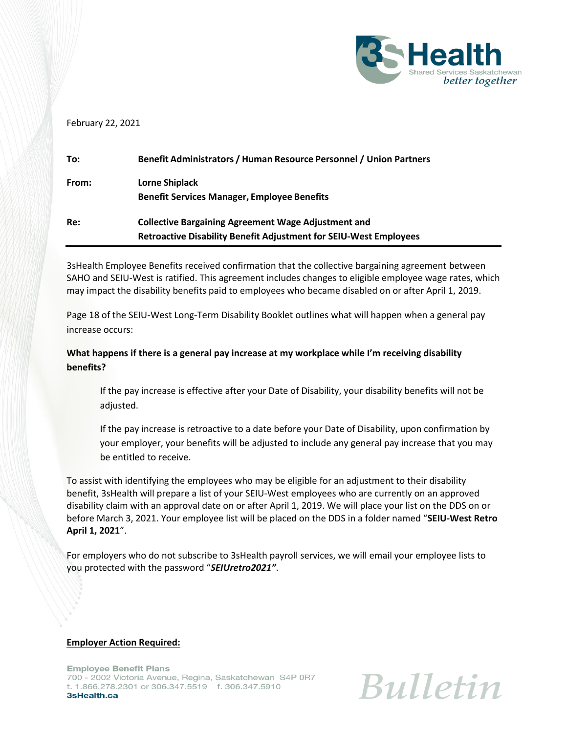February 22, 2021

| | |
|---|---|
| **To:** | **Benefit Administrators / Human Resource Personnel / Union Partners** |
| **From:** | **Lorne Shiplack**<br>**Benefit Services Manager, Employee Benefits** |
| **Re:** | **Collective Bargaining Agreement Wage Adjustment and**<br>**Retroactive Disability Benefit Adjustment for SEIU-West Employees** |

3sHealth Employee Benefits received confirmation that the collective bargaining agreement between SAHO and SEIU-West is ratified. This agreement includes changes to eligible employee wage rates, which may impact the disability benefits paid to employees who became disabled on or after April 1, 2019.

Page 18 of the SEIU-West Long-Term Disability Booklet outlines what will happen when a general pay increase occurs:

**What happens if there is a general pay increase at my workplace while I'm receiving disability benefits?**

> If the pay increase is effective after your Date of Disability, your disability benefits will not be adjusted.
>
> If the pay increase is retroactive to a date before your Date of Disability, upon confirmation by your employer, your benefits will be adjusted to include any general pay increase that you may be entitled to receive.

To assist with identifying the employees who may be eligible for an adjustment to their disability benefit, 3sHealth will prepare a list of your SEIU-West employees who are currently on an approved disability claim with an approval date on or after April 1, 2019. We will place your list on the DDS on or before March 3, 2021. Your employee list will be placed on the DDS in a folder named "**SEIU-West Retro April 1, 2021**".

For employers who do not subscribe to 3sHealth payroll services, we will email your employee lists to you protected with the password "***SEIUretro2021"***.

**Employer Action Required:**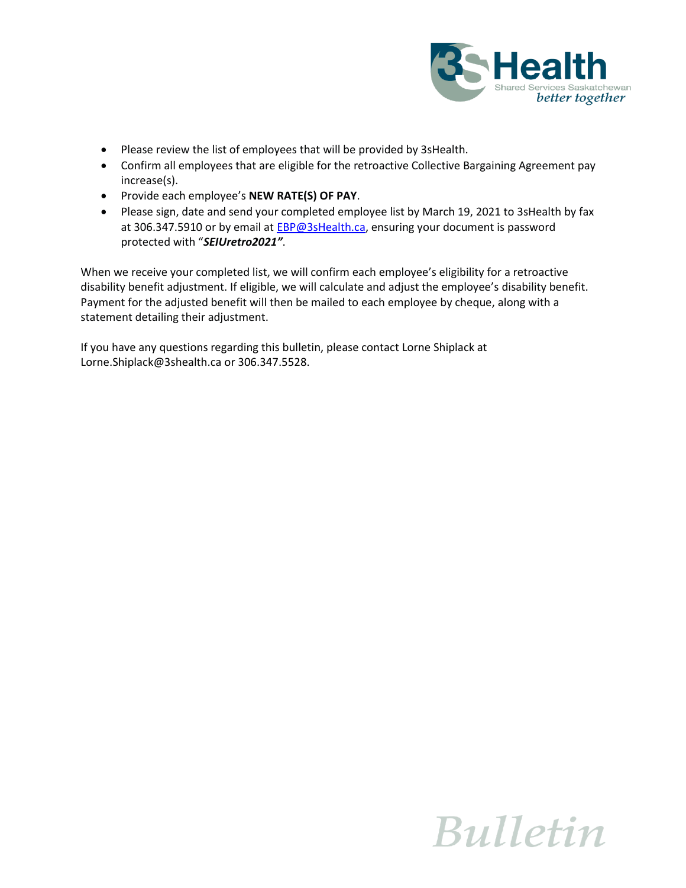- Please review the list of employees that will be provided by 3sHealth.
- Confirm all employees that are eligible for the retroactive Collective Bargaining Agreement pay increase(s).
- Provide each employee's **NEW RATE(S) OF PAY**.
- Please sign, date and send your completed employee list by March 19, 2021 to 3sHealth by fax at 306.347.5910 or by email at EBP@3sHealth.ca, ensuring your document is password protected with "***SEIUretro2021"***.

When we receive your completed list, we will confirm each employee's eligibility for a retroactive disability benefit adjustment. If eligible, we will calculate and adjust the employee's disability benefit. Payment for the adjusted benefit will then be mailed to each employee by cheque, along with a statement detailing their adjustment.

If you have any questions regarding this bulletin, please contact Lorne Shiplack at Lorne.Shiplack@3shealth.ca or 306.347.5528.